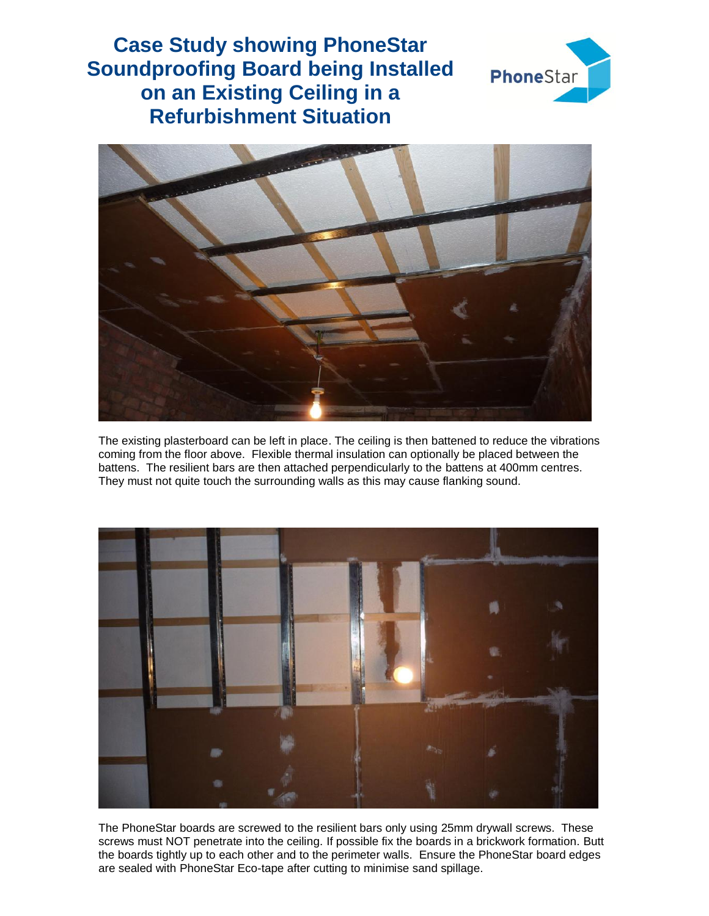# Case Study showing PhoneStar Soundproofing Board being Installed on an Existing Ceiling in a Refurbishment Situation

The existing plasterboard can be left in place. The ceiling is then battened to reduce the vibrations coming from the floor above. Flexible thermal insulation can optionally be placed between the battens. The resilient bars are then attached perpendicularly to the battens at 400mm centres. They must not quite touch the surrounding walls as this may cause flanking sound.

The PhoneStar boards are screwed to the resilient bars only using 25mm drywall screws. These screws must NOT penetrate into the ceiling. If possible fix the boards in a brickwork formation. Butt the boards tightly up to each other and to the perimeter walls. Ensure the PhoneStar board edges are sealed with PhoneStar Eco-tape after cutting to minimise sand spillage.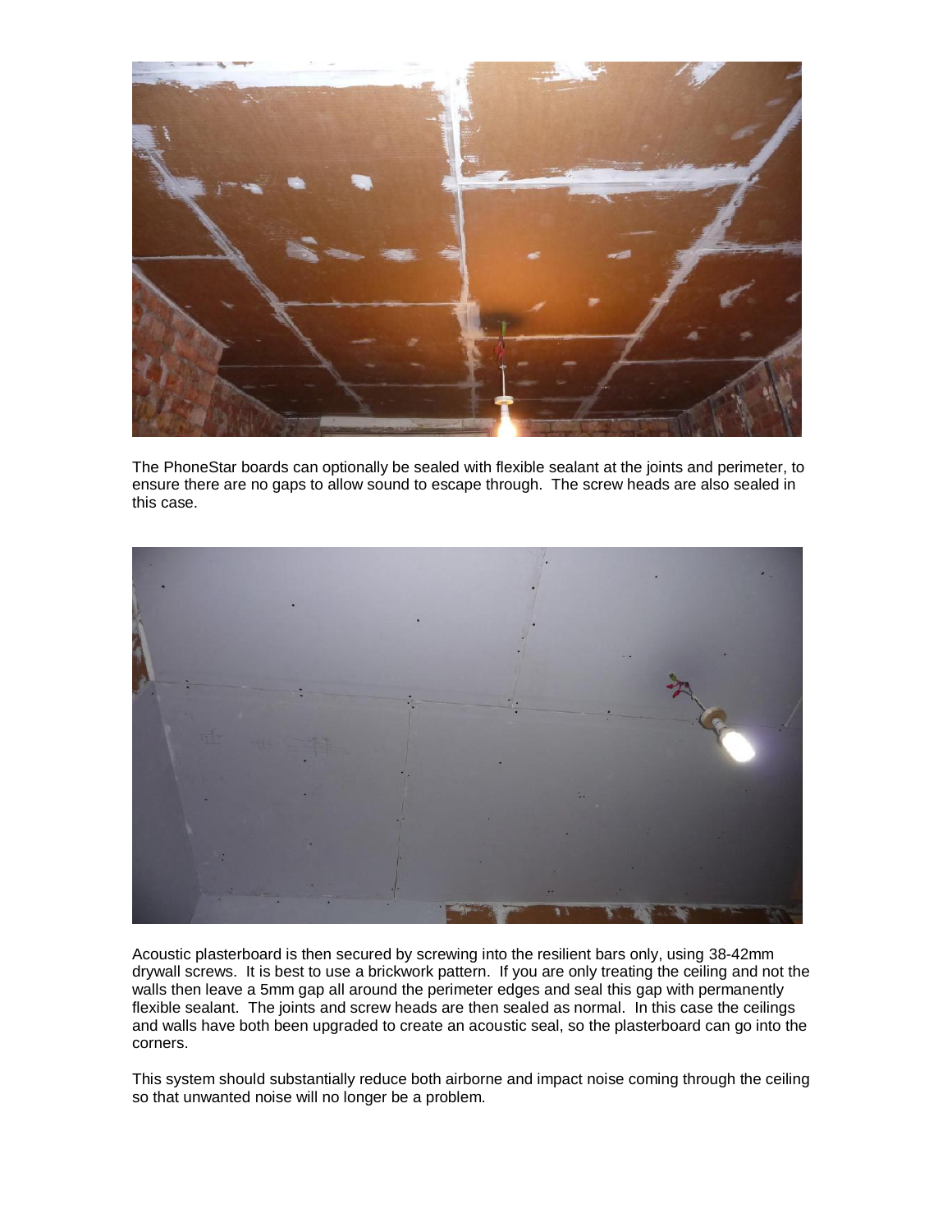The PhoneStar boards can optionally be sealed with flexible sealant at the joints and perimeter, to ensure there are no gaps to allow sound to escape through. The screw heads are also sealed in this case.

Acoustic plasterboard is then secured by screwing into the resilient bars only, using 38-42mm drywall screws. It is best to use a brickwork pattern. If you are only treating the ceiling and not the walls then leave a 5mm gap all around the perimeter edges and seal this gap with permanently flexible sealant. The joints and screw heads are then sealed as normal. In this case the ceilings and walls have both been upgraded to create an acoustic seal, so the plasterboard can go into the corners.

This system should substantially reduce both airborne and impact noise coming through the ceiling so that unwanted noise will no longer be a problem.